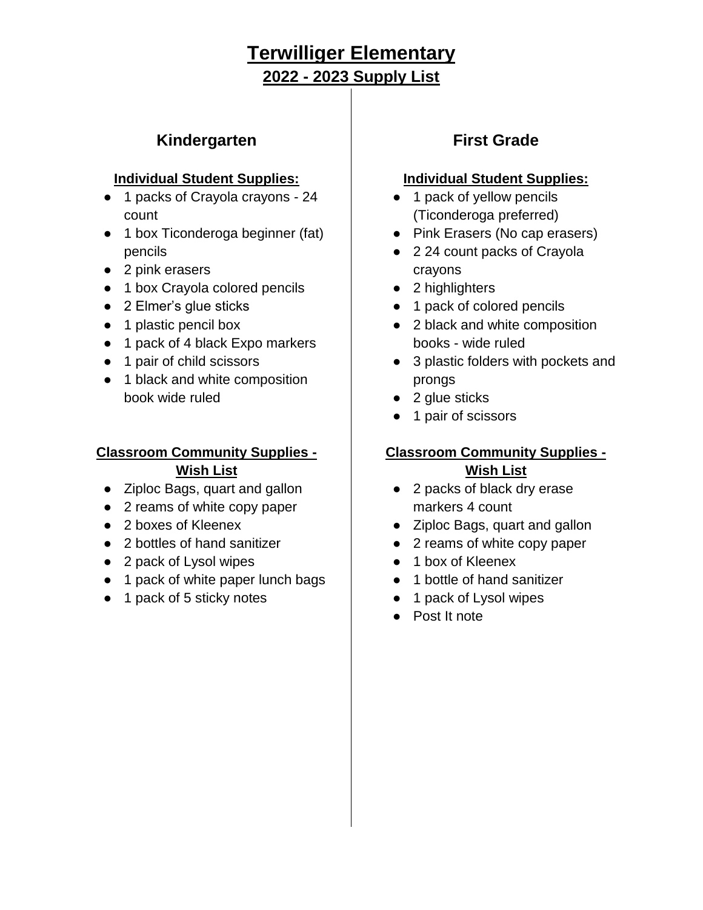# Terwilliger Elementary

## 2022 - 2023 Supply List

### Kindergarten

**Individual Student Supplies:**

- 1 packs of Crayola crayons - 24 count
- 1 box Ticonderoga beginner (fat) pencils
- 2 pink erasers
- 1 box Crayola colored pencils
- 2 Elmer's glue sticks
- 1 plastic pencil box
- 1 pack of 4 black Expo markers
- 1 pair of child scissors
- 1 black and white composition book wide ruled

**Classroom Community Supplies - Wish List**

- Ziploc Bags, quart and gallon
- 2 reams of white copy paper
- 2 boxes of Kleenex
- 2 bottles of hand sanitizer
- 2 pack of Lysol wipes
- 1 pack of white paper lunch bags
- 1 pack of 5 sticky notes

### First Grade

**Individual Student Supplies:**

- 1 pack of yellow pencils (Ticonderoga preferred)
- Pink Erasers (No cap erasers)
- 2 24 count packs of Crayola crayons
- 2 highlighters
- 1 pack of colored pencils
- 2 black and white composition books - wide ruled
- 3 plastic folders with pockets and prongs
- 2 glue sticks
- 1 pair of scissors

**Classroom Community Supplies - Wish List**

- 2 packs of black dry erase markers 4 count
- Ziploc Bags, quart and gallon
- 2 reams of white copy paper
- 1 box of Kleenex
- 1 bottle of hand sanitizer
- 1 pack of Lysol wipes
- Post It note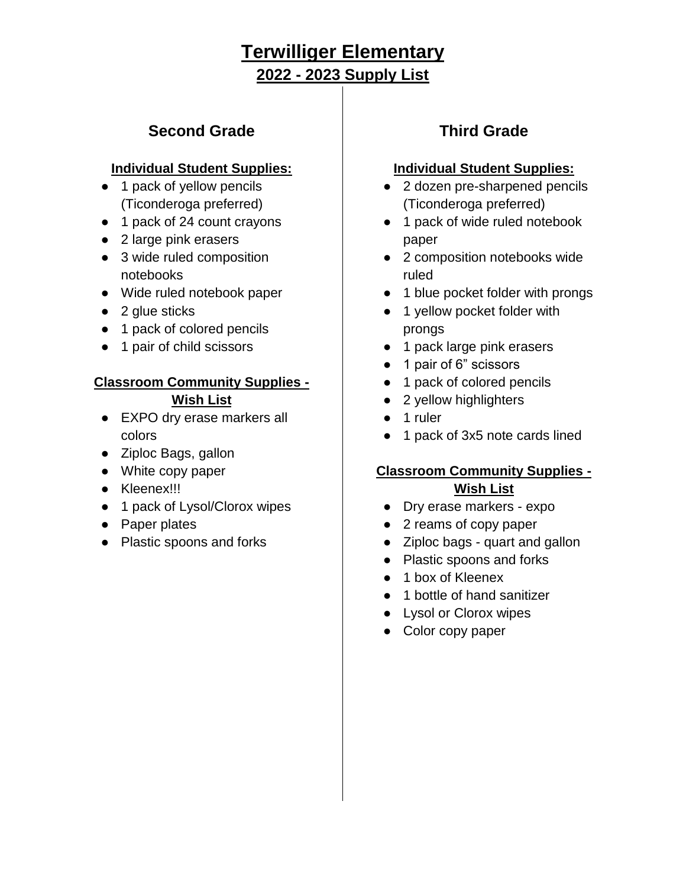# Terwilliger Elementary

## 2022 - 2023 Supply List

## Second Grade

**Individual Student Supplies:**

- 1 pack of yellow pencils (Ticonderoga preferred)
- 1 pack of 24 count crayons
- 2 large pink erasers
- 3 wide ruled composition notebooks
- Wide ruled notebook paper
- 2 glue sticks
- 1 pack of colored pencils
- 1 pair of child scissors

**Classroom Community Supplies - Wish List**

- EXPO dry erase markers all colors
- Ziploc Bags, gallon
- White copy paper
- Kleenex!!!
- 1 pack of Lysol/Clorox wipes
- Paper plates
- Plastic spoons and forks

## Third Grade

**Individual Student Supplies:**

- 2 dozen pre-sharpened pencils (Ticonderoga preferred)
- 1 pack of wide ruled notebook paper
- 2 composition notebooks wide ruled
- 1 blue pocket folder with prongs
- 1 yellow pocket folder with prongs
- 1 pack large pink erasers
- 1 pair of 6" scissors
- 1 pack of colored pencils
- 2 yellow highlighters
- 1 ruler
- 1 pack of 3x5 note cards lined

**Classroom Community Supplies - Wish List**

- Dry erase markers - expo
- 2 reams of copy paper
- Ziploc bags - quart and gallon
- Plastic spoons and forks
- 1 box of Kleenex
- 1 bottle of hand sanitizer
- Lysol or Clorox wipes
- Color copy paper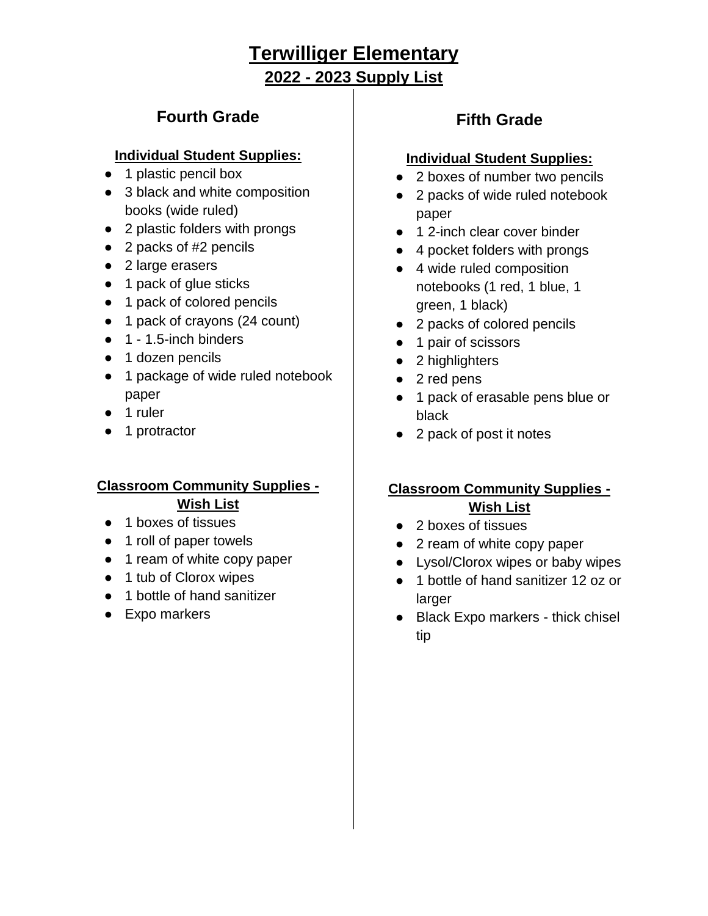# Terwilliger Elementary

## 2022 - 2023 Supply List

### Fourth Grade

**Individual Student Supplies:**

- 1 plastic pencil box
- 3 black and white composition books (wide ruled)
- 2 plastic folders with prongs
- 2 packs of #2 pencils
- 2 large erasers
- 1 pack of glue sticks
- 1 pack of colored pencils
- 1 pack of crayons (24 count)
- 1 - 1.5-inch binders
- 1 dozen pencils
- 1 package of wide ruled notebook paper
- 1 ruler
- 1 protractor

**Classroom Community Supplies - Wish List**

- 1 boxes of tissues
- 1 roll of paper towels
- 1 ream of white copy paper
- 1 tub of Clorox wipes
- 1 bottle of hand sanitizer
- Expo markers

### Fifth Grade

**Individual Student Supplies:**

- 2 boxes of number two pencils
- 2 packs of wide ruled notebook paper
- 1 2-inch clear cover binder
- 4 pocket folders with prongs
- 4 wide ruled composition notebooks (1 red, 1 blue, 1 green, 1 black)
- 2 packs of colored pencils
- 1 pair of scissors
- 2 highlighters
- 2 red pens
- 1 pack of erasable pens blue or black
- 2 pack of post it notes

**Classroom Community Supplies - Wish List**

- 2 boxes of tissues
- 2 ream of white copy paper
- Lysol/Clorox wipes or baby wipes
- 1 bottle of hand sanitizer 12 oz or larger
- Black Expo markers - thick chisel tip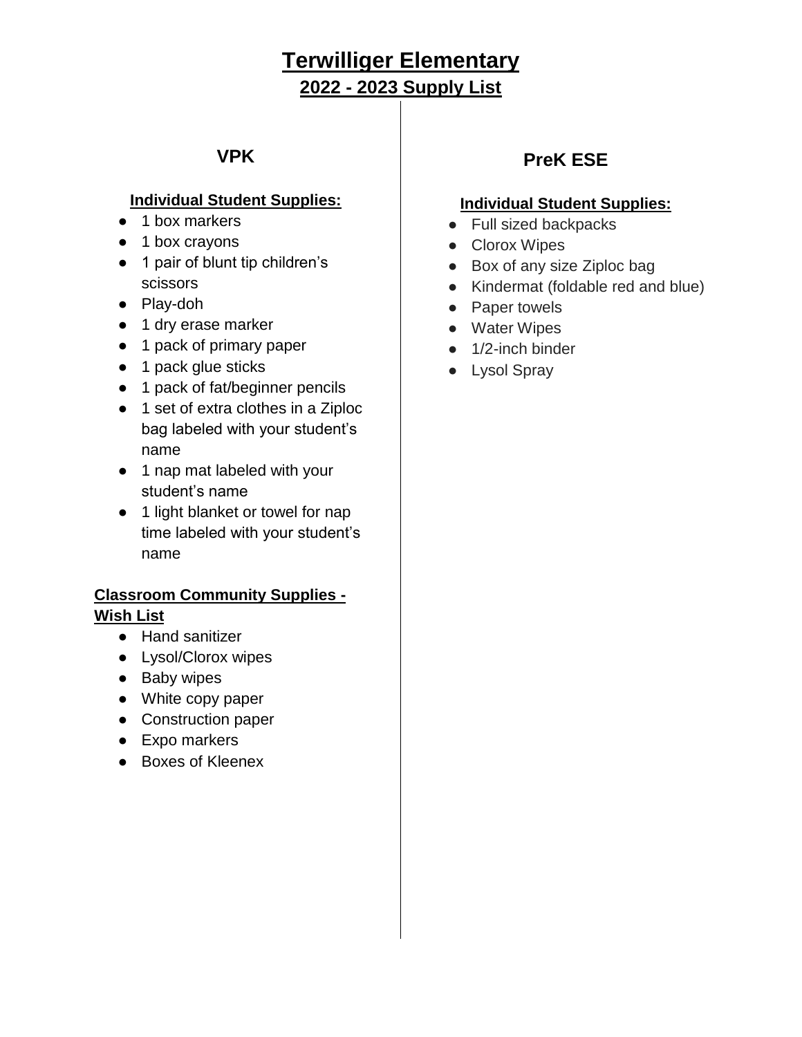# Terwilliger Elementary

## 2022 - 2023 Supply List

### VPK

**Individual Student Supplies:**

- 1 box markers
- 1 box crayons
- 1 pair of blunt tip children's scissors
- Play-doh
- 1 dry erase marker
- 1 pack of primary paper
- 1 pack glue sticks
- 1 pack of fat/beginner pencils
- 1 set of extra clothes in a Ziploc bag labeled with your student's name
- 1 nap mat labeled with your student's name
- 1 light blanket or towel for nap time labeled with your student's name

**Classroom Community Supplies - Wish List**

- Hand sanitizer
- Lysol/Clorox wipes
- Baby wipes
- White copy paper
- Construction paper
- Expo markers
- Boxes of Kleenex

### PreK ESE

**Individual Student Supplies:**

- Full sized backpacks
- Clorox Wipes
- Box of any size Ziploc bag
- Kindermat (foldable red and blue)
- Paper towels
- Water Wipes
- 1/2-inch binder
- Lysol Spray